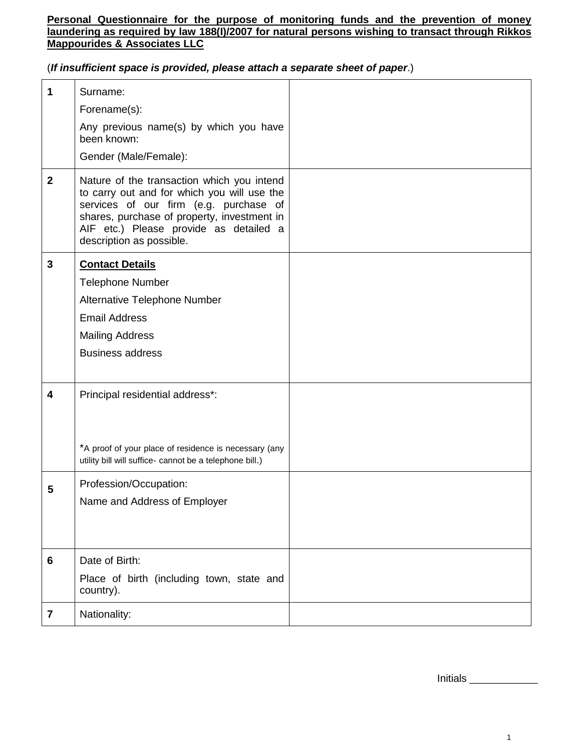**Personal Questionnaire for the purpose of monitoring funds and the prevention of money laundering as required by law 188(I)/2007 for natural persons wishing to transact through Rikkos Mappourides & Associates LLC**

(***If insufficient space is provided, please attach a separate sheet of paper***.)

| | | |
|---|---|---|
| **1** | Surname:<br>Forename(s):<br>Any previous name(s) by which you have been known:<br>Gender (Male/Female): | |
| **2** | Nature of the transaction which you intend to carry out and for which you will use the services of our firm (e.g. purchase of shares, purchase of property, investment in AIF etc.) Please provide as detailed a description as possible. | |
| **3** | **Contact Details**<br>Telephone Number<br>Alternative Telephone Number<br>Email Address<br>Mailing Address<br>Business address | |
| **4** | Principal residential address*:<br><br>*A proof of your place of residence is necessary (any utility bill will suffice- cannot be a telephone bill.) | |
| **5** | Profession/Occupation:<br>Name and Address of Employer | |
| **6** | Date of Birth:<br>Place of birth (including town, state and country). | |
| **7** | Nationality: | |

Initials ____________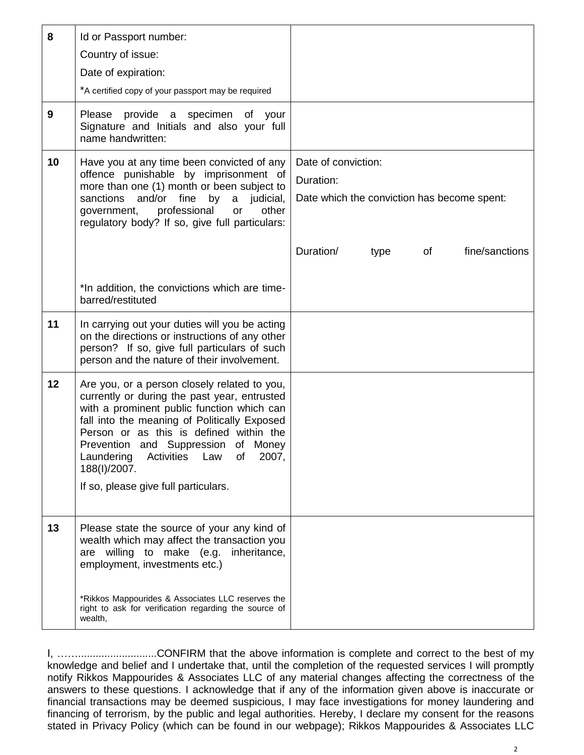| | | |
|---|---|---|
| **8** | Id or Passport number:<br>Country of issue:<br>Date of expiration:<br>*A certified copy of your passport may be required | |
| **9** | Please provide a specimen of your Signature and Initials and also your full name handwritten: | |
| **10** | Have you at any time been convicted of any offence punishable by imprisonment of more than one (1) month or been subject to sanctions and/or fine by a judicial, government, professional or other regulatory body? If so, give full particulars:<br><br>*In addition, the convictions which are time-barred/restituted | Date of conviction:<br>Duration:<br>Date which the conviction has become spent:<br><br>Duration/ type of fine/sanctions |
| **11** | In carrying out your duties will you be acting on the directions or instructions of any other person? If so, give full particulars of such person and the nature of their involvement. | |
| **12** | Are you, or a person closely related to you, currently or during the past year, entrusted with a prominent public function which can fall into the meaning of Politically Exposed Person or as this is defined within the Prevention and Suppression of Money Laundering Activities Law of 2007, 188(I)/2007.<br>If so, please give full particulars. | |
| **13** | Please state the source of your any kind of wealth which may affect the transaction you are willing to make (e.g. inheritance, employment, investments etc.)<br><br>*Rikkos Mappourides & Associates LLC reserves the right to ask for verification regarding the source of wealth, | |

I, ……...........................CONFIRM that the above information is complete and correct to the best of my knowledge and belief and I undertake that, until the completion of the requested services I will promptly notify Rikkos Mappourides & Associates LLC of any material changes affecting the correctness of the answers to these questions. I acknowledge that if any of the information given above is inaccurate or financial transactions may be deemed suspicious, I may face investigations for money laundering and financing of terrorism, by the public and legal authorities. Hereby, I declare my consent for the reasons stated in Privacy Policy (which can be found in our webpage); Rikkos Mappourides & Associates LLC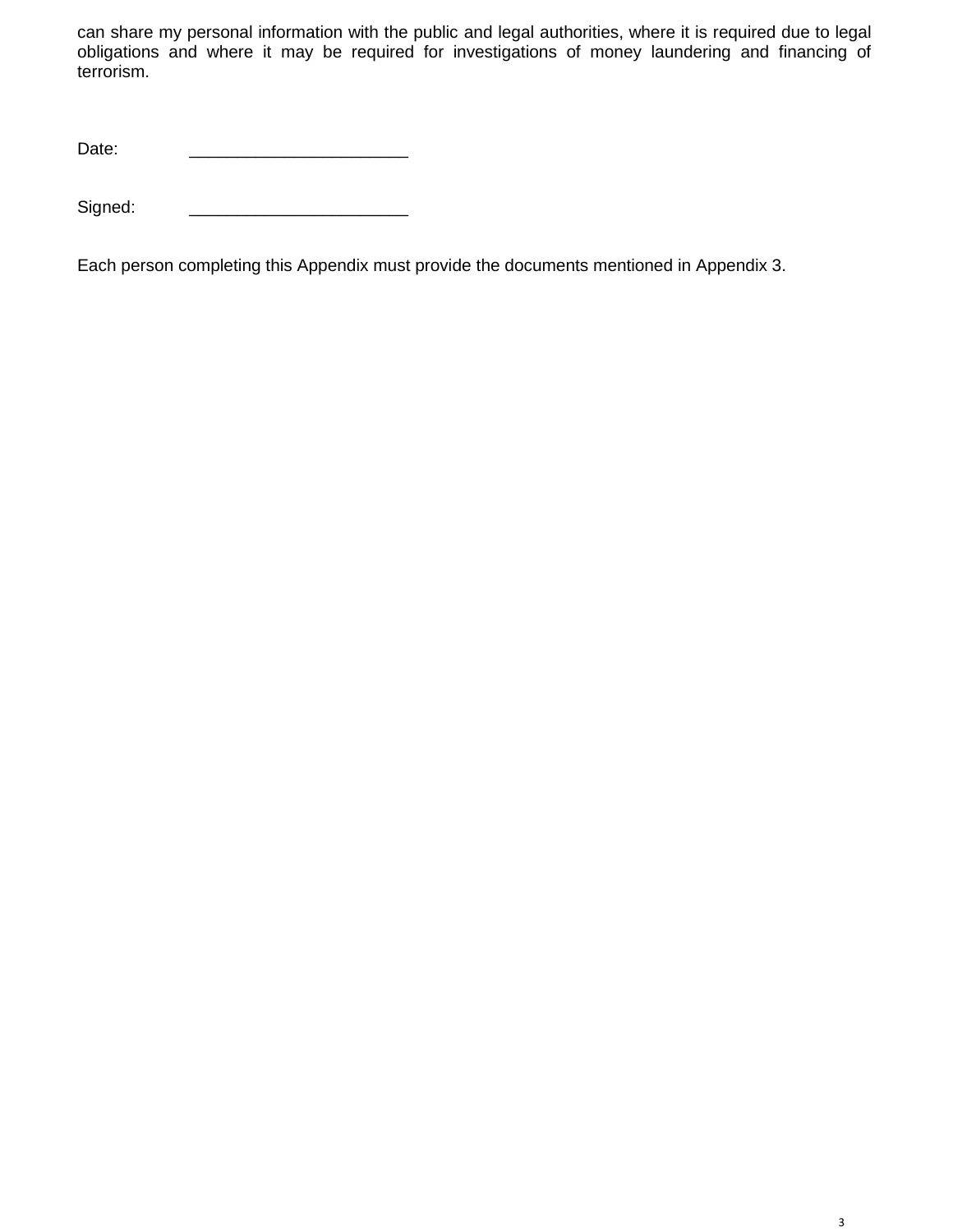can share my personal information with the public and legal authorities, where it is required due to legal obligations and where it may be required for investigations of money laundering and financing of terrorism.

Date: _______________________

Signed: _______________________

Each person completing this Appendix must provide the documents mentioned in Appendix 3.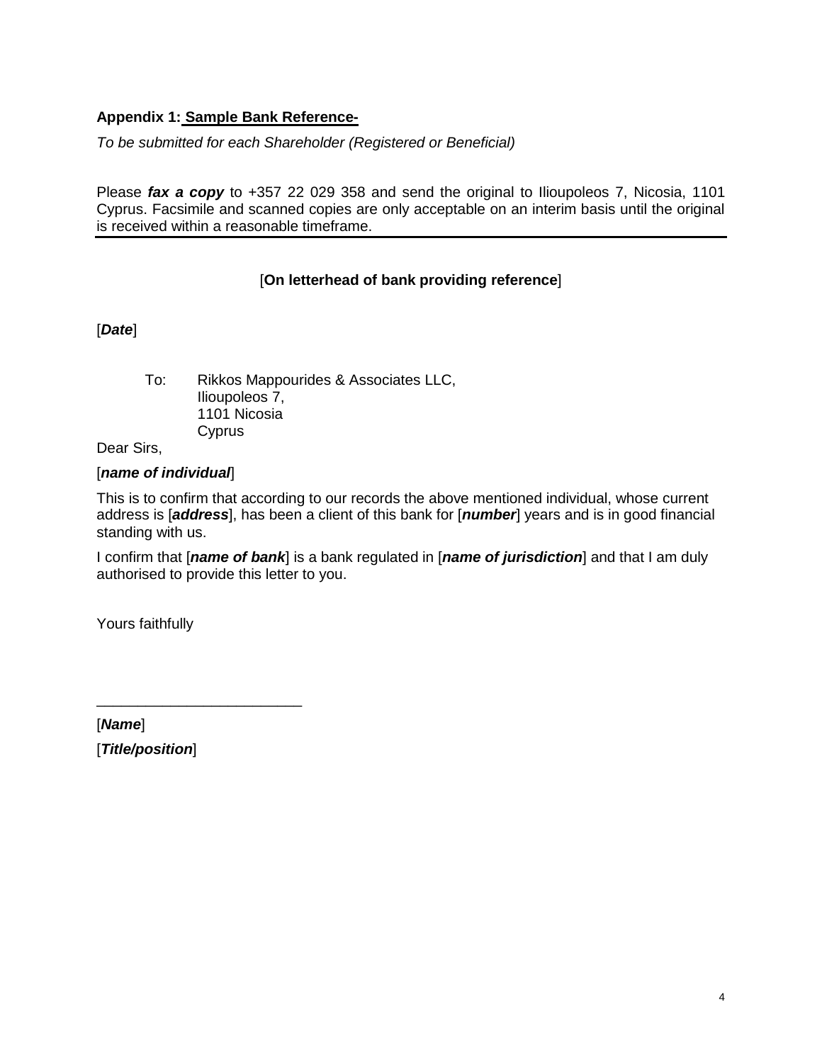**Appendix 1: Sample Bank Reference-**

*To be submitted for each Shareholder (Registered or Beneficial)*

Please ***fax a copy*** to +357 22 029 358 and send the original to Ilioupoleos 7, Nicosia, 1101 Cyprus. Facsimile and scanned copies are only acceptable on an interim basis until the original is received within a reasonable timeframe.

---

[**On letterhead of bank providing reference**]

[***Date***]

To: Rikkos Mappourides & Associates LLC,
Ilioupoleos 7,
1101 Nicosia
Cyprus

Dear Sirs,

[***name of individual***]

This is to confirm that according to our records the above mentioned individual, whose current address is [***address***], has been a client of this bank for [***number***] years and is in good financial standing with us.

I confirm that [***name of bank***] is a bank regulated in [***name of jurisdiction***] and that I am duly authorised to provide this letter to you.

Yours faithfully

_________________________

[***Name***]

[***Title/position***]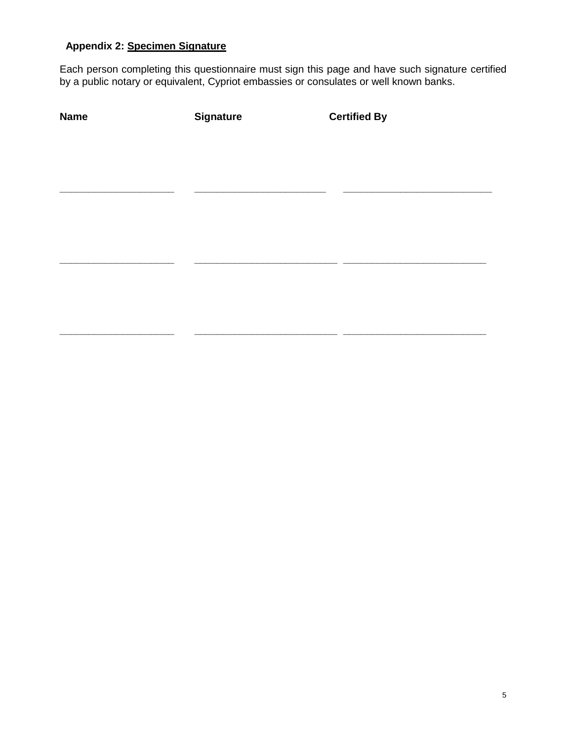**Appendix 2: Specimen Signature**

Each person completing this questionnaire must sign this page and have such signature certified by a public notary or equivalent, Cypriot embassies or consulates or well known banks.

| Name | Signature | Certified By |
| --- | --- | --- |
| ____________________ | ______________________ | __________________________ |
| ____________________ | ________________________ | ________________________ |
| ____________________ | ________________________ | ________________________ |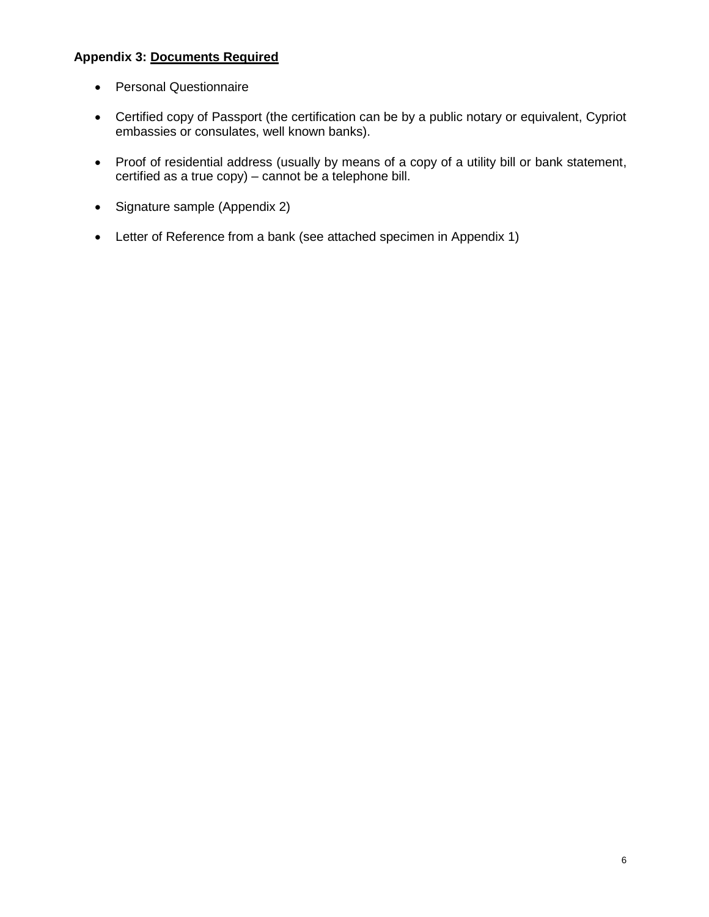**Appendix 3: Documents Required**

- Personal Questionnaire
- Certified copy of Passport (the certification can be by a public notary or equivalent, Cypriot embassies or consulates, well known banks).
- Proof of residential address (usually by means of a copy of a utility bill or bank statement, certified as a true copy) – cannot be a telephone bill.
- Signature sample (Appendix 2)
- Letter of Reference from a bank (see attached specimen in Appendix 1)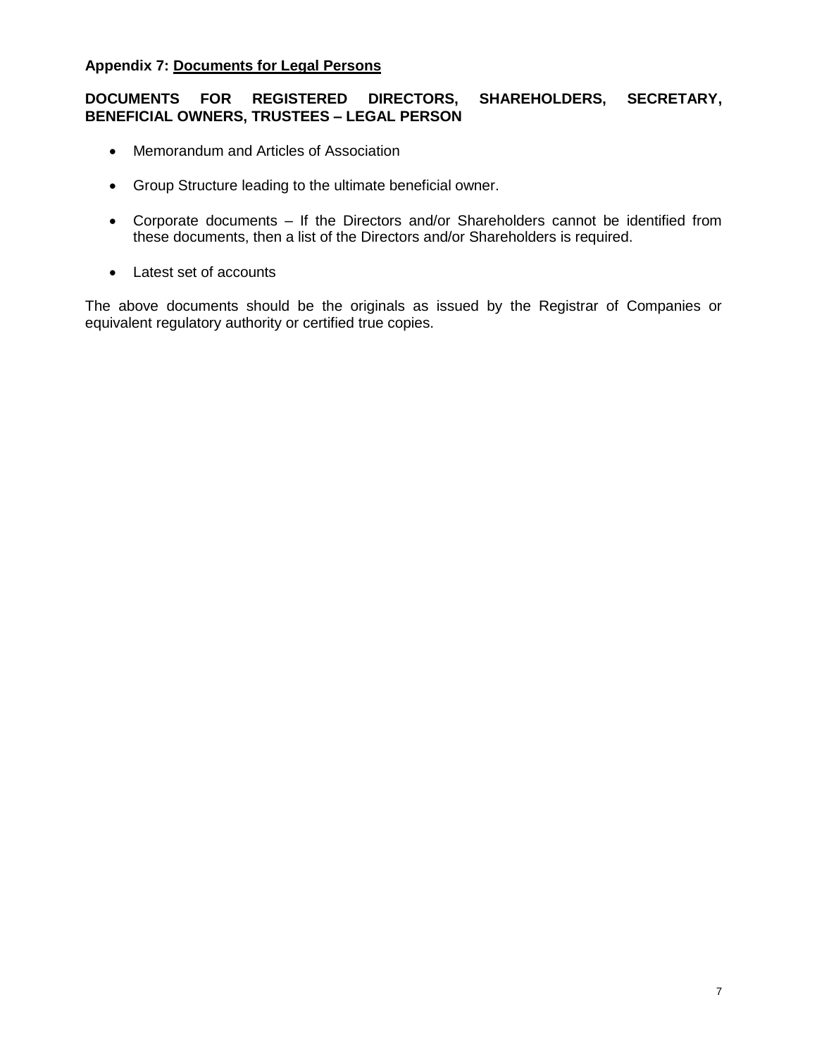**Appendix 7: Documents for Legal Persons**

**DOCUMENTS FOR REGISTERED DIRECTORS, SHAREHOLDERS, SECRETARY, BENEFICIAL OWNERS, TRUSTEES – LEGAL PERSON**

- Memorandum and Articles of Association
- Group Structure leading to the ultimate beneficial owner.
- Corporate documents – If the Directors and/or Shareholders cannot be identified from these documents, then a list of the Directors and/or Shareholders is required.
- Latest set of accounts

The above documents should be the originals as issued by the Registrar of Companies or equivalent regulatory authority or certified true copies.